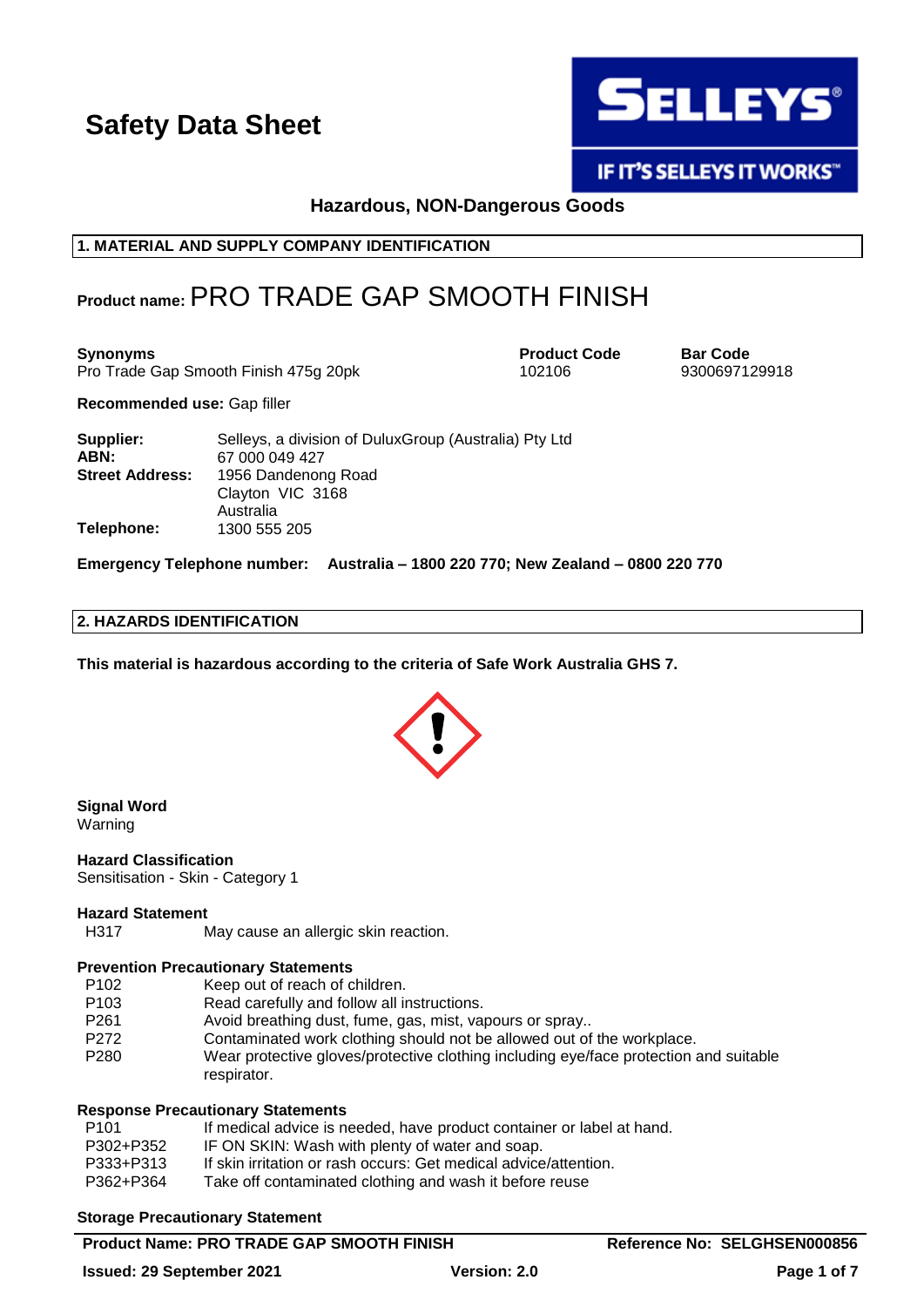# Safety Data Sheet

SELLEYS®

IF IT'S SELLEYS IT WORKS™

**Hazardous, NON-Dangerous Goods**

## 1. MATERIAL AND SUPPLY COMPANY IDENTIFICATION

**Product name:** PRO TRADE GAP SMOOTH FINISH

| **Synonyms** | **Product Code** | **Bar Code** |
|---|---|---|
| Pro Trade Gap Smooth Finish 475g 20pk | 102106 | 9300697129918 |

**Recommended use:** Gap filler

| | |
|---|---|
| **Supplier:** | Selleys, a division of DuluxGroup (Australia) Pty Ltd |
| **ABN:** | 67 000 049 427 |
| **Street Address:** | 1956 Dandenong Road<br>Clayton VIC 3168<br>Australia |
| **Telephone:** | 1300 555 205 |

**Emergency Telephone number: Australia – 1800 220 770; New Zealand – 0800 220 770**

## 2. HAZARDS IDENTIFICATION

**This material is hazardous according to the criteria of Safe Work Australia GHS 7.**

**Signal Word**
Warning

**Hazard Classification**
Sensitisation - Skin - Category 1

**Hazard Statement**

| | |
|---|---|
| H317 | May cause an allergic skin reaction. |

**Prevention Precautionary Statements**

| | |
|---|---|
| P102 | Keep out of reach of children. |
| P103 | Read carefully and follow all instructions. |
| P261 | Avoid breathing dust, fume, gas, mist, vapours or spray.. |
| P272 | Contaminated work clothing should not be allowed out of the workplace. |
| P280 | Wear protective gloves/protective clothing including eye/face protection and suitable respirator. |

**Response Precautionary Statements**

| | |
|---|---|
| P101 | If medical advice is needed, have product container or label at hand. |
| P302+P352 | IF ON SKIN: Wash with plenty of water and soap. |
| P333+P313 | If skin irritation or rash occurs: Get medical advice/attention. |
| P362+P364 | Take off contaminated clothing and wash it before reuse |

**Storage Precautionary Statement**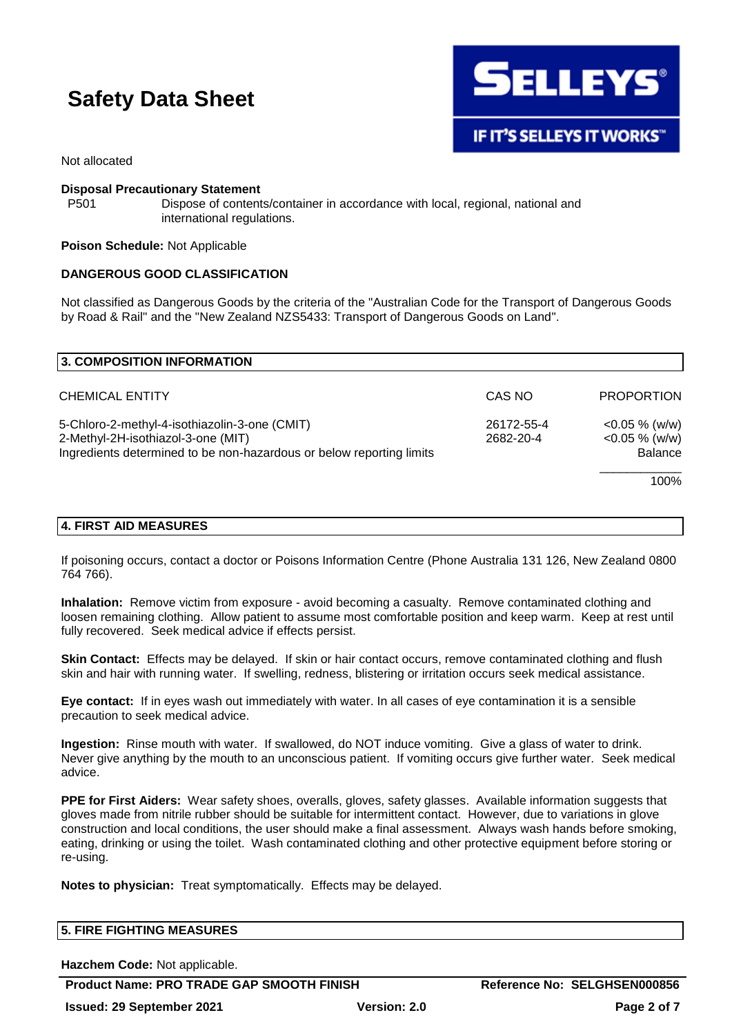Not allocated

**Disposal Precautionary Statement**

P501 Dispose of contents/container in accordance with local, regional, national and international regulations.

**Poison Schedule:** Not Applicable

**DANGEROUS GOOD CLASSIFICATION**

Not classified as Dangerous Goods by the criteria of the "Australian Code for the Transport of Dangerous Goods by Road & Rail" and the "New Zealand NZS5433: Transport of Dangerous Goods on Land".

## 3. COMPOSITION INFORMATION

| CHEMICAL ENTITY | CAS NO | PROPORTION |
|---|---|---|
| 5-Chloro-2-methyl-4-isothiazolin-3-one (CMIT) | 26172-55-4 | <0.05 % (w/w) |
| 2-Methyl-2H-isothiazol-3-one (MIT) | 2682-20-4 | <0.05 % (w/w) |
| Ingredients determined to be non-hazardous or below reporting limits | | Balance |
| | | 100% |

## 4. FIRST AID MEASURES

If poisoning occurs, contact a doctor or Poisons Information Centre (Phone Australia 131 126, New Zealand 0800 764 766).

**Inhalation:** Remove victim from exposure - avoid becoming a casualty. Remove contaminated clothing and loosen remaining clothing. Allow patient to assume most comfortable position and keep warm. Keep at rest until fully recovered. Seek medical advice if effects persist.

**Skin Contact:** Effects may be delayed. If skin or hair contact occurs, remove contaminated clothing and flush skin and hair with running water. If swelling, redness, blistering or irritation occurs seek medical assistance.

**Eye contact:** If in eyes wash out immediately with water. In all cases of eye contamination it is a sensible precaution to seek medical advice.

**Ingestion:** Rinse mouth with water. If swallowed, do NOT induce vomiting. Give a glass of water to drink. Never give anything by the mouth to an unconscious patient. If vomiting occurs give further water. Seek medical advice.

**PPE for First Aiders:** Wear safety shoes, overalls, gloves, safety glasses. Available information suggests that gloves made from nitrile rubber should be suitable for intermittent contact. However, due to variations in glove construction and local conditions, the user should make a final assessment. Always wash hands before smoking, eating, drinking or using the toilet. Wash contaminated clothing and other protective equipment before storing or re-using.

**Notes to physician:** Treat symptomatically. Effects may be delayed.

## 5. FIRE FIGHTING MEASURES

**Hazchem Code:** Not applicable.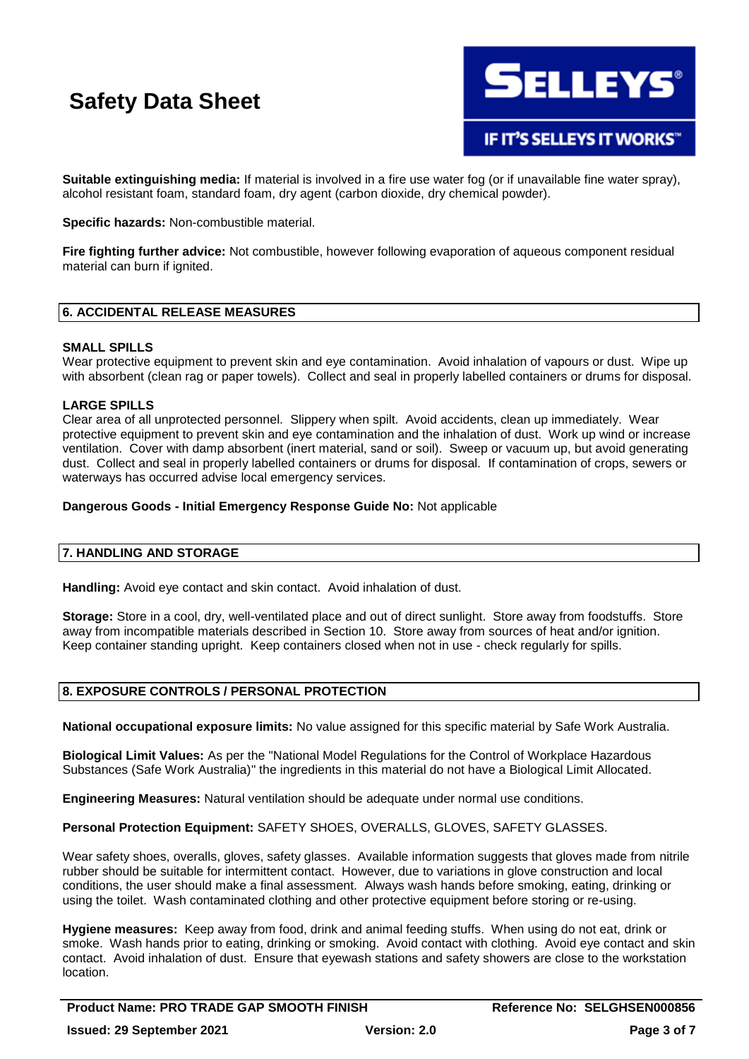**Suitable extinguishing media:** If material is involved in a fire use water fog (or if unavailable fine water spray), alcohol resistant foam, standard foam, dry agent (carbon dioxide, dry chemical powder).

**Specific hazards:** Non-combustible material.

**Fire fighting further advice:** Not combustible, however following evaporation of aqueous component residual material can burn if ignited.

## 6. ACCIDENTAL RELEASE MEASURES

**SMALL SPILLS**

Wear protective equipment to prevent skin and eye contamination. Avoid inhalation of vapours or dust. Wipe up with absorbent (clean rag or paper towels). Collect and seal in properly labelled containers or drums for disposal.

**LARGE SPILLS**

Clear area of all unprotected personnel. Slippery when spilt. Avoid accidents, clean up immediately. Wear protective equipment to prevent skin and eye contamination and the inhalation of dust. Work up wind or increase ventilation. Cover with damp absorbent (inert material, sand or soil). Sweep or vacuum up, but avoid generating dust. Collect and seal in properly labelled containers or drums for disposal. If contamination of crops, sewers or waterways has occurred advise local emergency services.

**Dangerous Goods - Initial Emergency Response Guide No:** Not applicable

## 7. HANDLING AND STORAGE

**Handling:** Avoid eye contact and skin contact. Avoid inhalation of dust.

**Storage:** Store in a cool, dry, well-ventilated place and out of direct sunlight. Store away from foodstuffs. Store away from incompatible materials described in Section 10. Store away from sources of heat and/or ignition. Keep container standing upright. Keep containers closed when not in use - check regularly for spills.

## 8. EXPOSURE CONTROLS / PERSONAL PROTECTION

**National occupational exposure limits:** No value assigned for this specific material by Safe Work Australia.

**Biological Limit Values:** As per the "National Model Regulations for the Control of Workplace Hazardous Substances (Safe Work Australia)" the ingredients in this material do not have a Biological Limit Allocated.

**Engineering Measures:** Natural ventilation should be adequate under normal use conditions.

**Personal Protection Equipment:** SAFETY SHOES, OVERALLS, GLOVES, SAFETY GLASSES.

Wear safety shoes, overalls, gloves, safety glasses. Available information suggests that gloves made from nitrile rubber should be suitable for intermittent contact. However, due to variations in glove construction and local conditions, the user should make a final assessment. Always wash hands before smoking, eating, drinking or using the toilet. Wash contaminated clothing and other protective equipment before storing or re-using.

**Hygiene measures:** Keep away from food, drink and animal feeding stuffs. When using do not eat, drink or smoke. Wash hands prior to eating, drinking or smoking. Avoid contact with clothing. Avoid eye contact and skin contact. Avoid inhalation of dust. Ensure that eyewash stations and safety showers are close to the workstation location.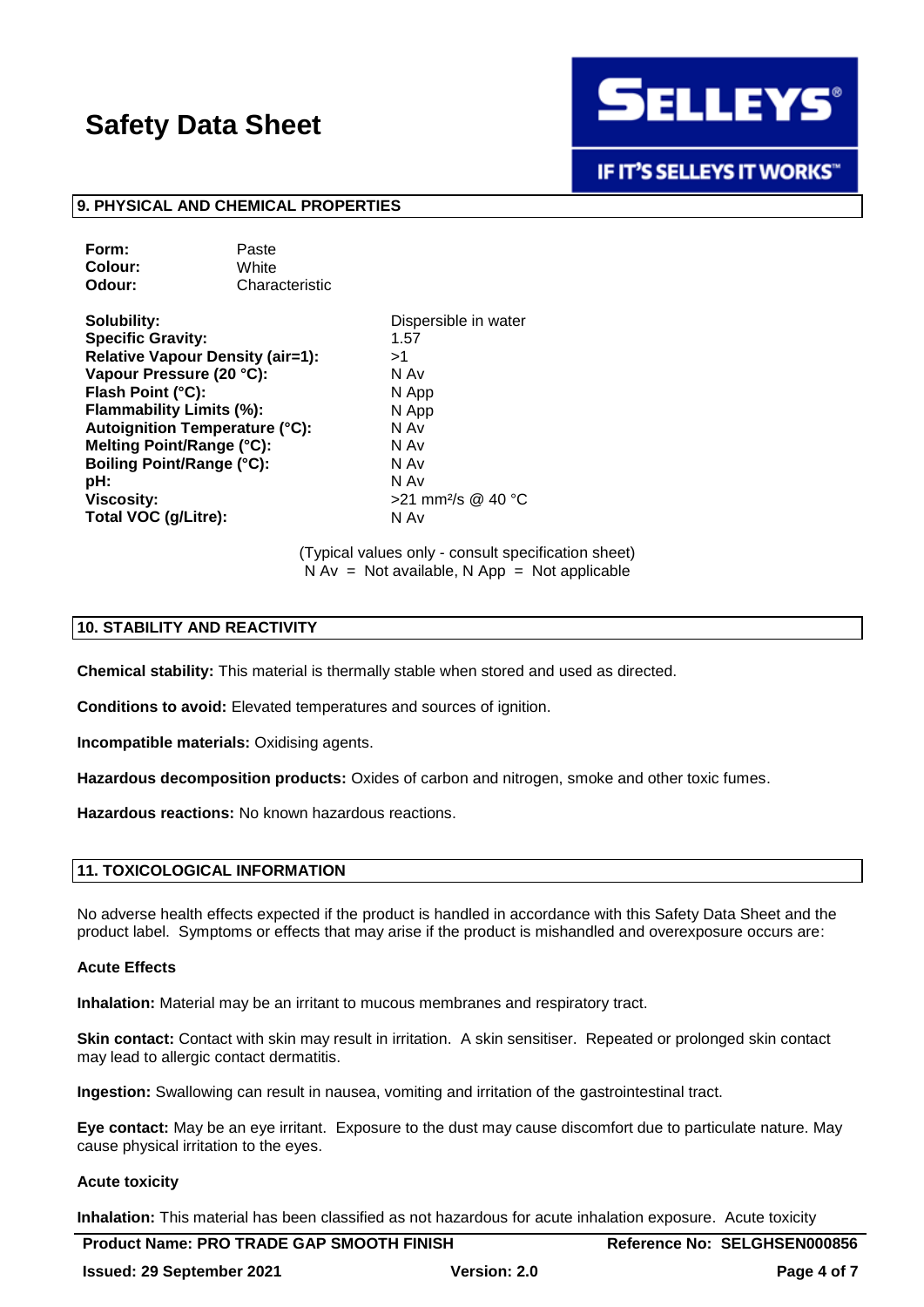## 9. PHYSICAL AND CHEMICAL PROPERTIES

| | |
|---|---|
| **Form:** | Paste |
| **Colour:** | White |
| **Odour:** | Characteristic |

| | |
|---|---|
| **Solubility:** | Dispersible in water |
| **Specific Gravity:** | 1.57 |
| **Relative Vapour Density (air=1):** | >1 |
| **Vapour Pressure (20 °C):** | N Av |
| **Flash Point (°C):** | N App |
| **Flammability Limits (%):** | N App |
| **Autoignition Temperature (°C):** | N Av |
| **Melting Point/Range (°C):** | N Av |
| **Boiling Point/Range (°C):** | N Av |
| **pH:** | N Av |
| **Viscosity:** | >21 $mm^2/s$ @ 40 °C |
| **Total VOC (g/Litre):** | N Av |

(Typical values only - consult specification sheet)
N Av = Not available, N App = Not applicable

## 10. STABILITY AND REACTIVITY

**Chemical stability:** This material is thermally stable when stored and used as directed.

**Conditions to avoid:** Elevated temperatures and sources of ignition.

**Incompatible materials:** Oxidising agents.

**Hazardous decomposition products:** Oxides of carbon and nitrogen, smoke and other toxic fumes.

**Hazardous reactions:** No known hazardous reactions.

## 11. TOXICOLOGICAL INFORMATION

No adverse health effects expected if the product is handled in accordance with this Safety Data Sheet and the product label. Symptoms or effects that may arise if the product is mishandled and overexposure occurs are:

### Acute Effects

**Inhalation:** Material may be an irritant to mucous membranes and respiratory tract.

**Skin contact:** Contact with skin may result in irritation. A skin sensitiser. Repeated or prolonged skin contact may lead to allergic contact dermatitis.

**Ingestion:** Swallowing can result in nausea, vomiting and irritation of the gastrointestinal tract.

**Eye contact:** May be an eye irritant. Exposure to the dust may cause discomfort due to particulate nature. May cause physical irritation to the eyes.

### Acute toxicity

**Inhalation:** This material has been classified as not hazardous for acute inhalation exposure. Acute toxicity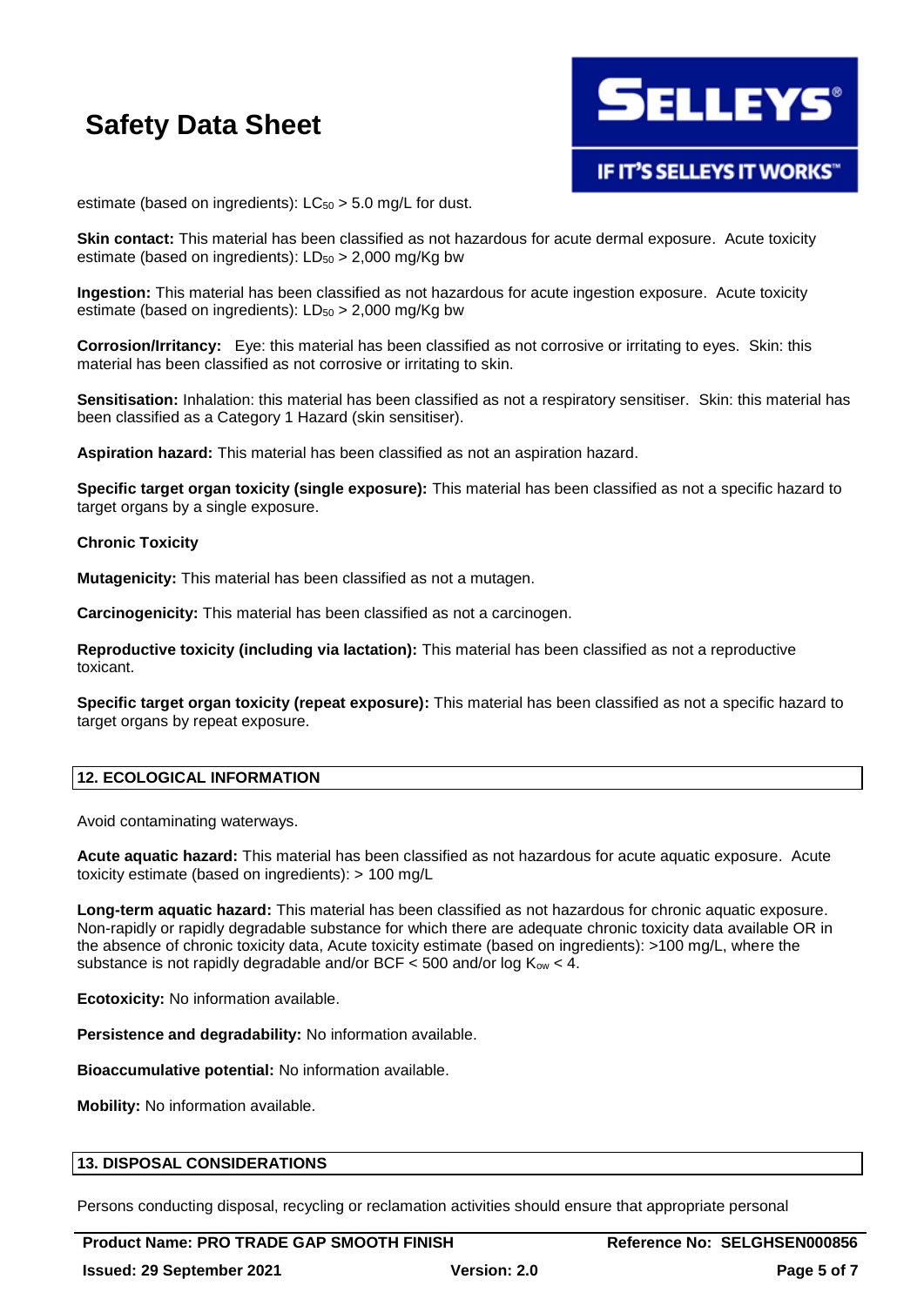estimate (based on ingredients): $LC_{50}$ > 5.0 mg/L for dust.

**Skin contact:** This material has been classified as not hazardous for acute dermal exposure. Acute toxicity estimate (based on ingredients): $LD_{50}$ > 2,000 mg/Kg bw

**Ingestion:** This material has been classified as not hazardous for acute ingestion exposure. Acute toxicity estimate (based on ingredients): $LD_{50}$ > 2,000 mg/Kg bw

**Corrosion/Irritancy:** Eye: this material has been classified as not corrosive or irritating to eyes. Skin: this material has been classified as not corrosive or irritating to skin.

**Sensitisation:** Inhalation: this material has been classified as not a respiratory sensitiser. Skin: this material has been classified as a Category 1 Hazard (skin sensitiser).

**Aspiration hazard:** This material has been classified as not an aspiration hazard.

**Specific target organ toxicity (single exposure):** This material has been classified as not a specific hazard to target organs by a single exposure.

**Chronic Toxicity**

**Mutagenicity:** This material has been classified as not a mutagen.

**Carcinogenicity:** This material has been classified as not a carcinogen.

**Reproductive toxicity (including via lactation):** This material has been classified as not a reproductive toxicant.

**Specific target organ toxicity (repeat exposure):** This material has been classified as not a specific hazard to target organs by repeat exposure.

## 12. ECOLOGICAL INFORMATION

Avoid contaminating waterways.

**Acute aquatic hazard:** This material has been classified as not hazardous for acute aquatic exposure. Acute toxicity estimate (based on ingredients): > 100 mg/L

**Long-term aquatic hazard:** This material has been classified as not hazardous for chronic aquatic exposure. Non-rapidly or rapidly degradable substance for which there are adequate chronic toxicity data available OR in the absence of chronic toxicity data, Acute toxicity estimate (based on ingredients): >100 mg/L, where the substance is not rapidly degradable and/or BCF < 500 and/or log $K_{ow}$ < 4.

**Ecotoxicity:** No information available.

**Persistence and degradability:** No information available.

**Bioaccumulative potential:** No information available.

**Mobility:** No information available.

## 13. DISPOSAL CONSIDERATIONS

Persons conducting disposal, recycling or reclamation activities should ensure that appropriate personal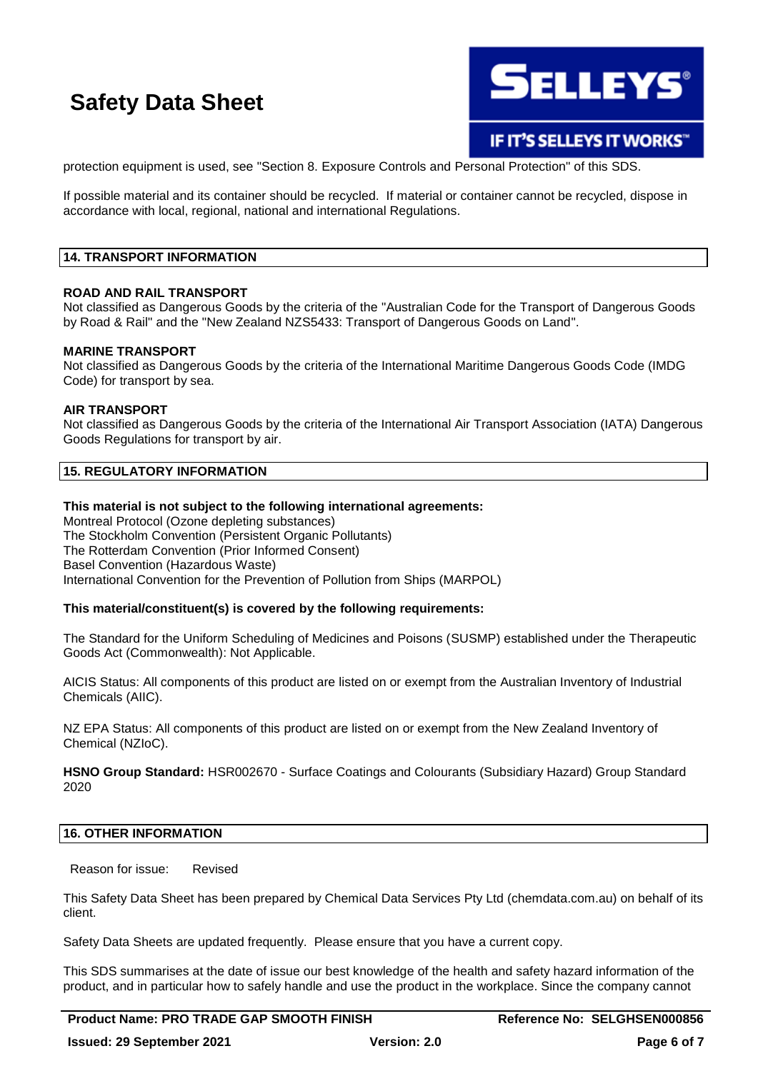protection equipment is used, see "Section 8. Exposure Controls and Personal Protection" of this SDS.

If possible material and its container should be recycled. If material or container cannot be recycled, dispose in accordance with local, regional, national and international Regulations.

## 14. TRANSPORT INFORMATION

**ROAD AND RAIL TRANSPORT**
Not classified as Dangerous Goods by the criteria of the "Australian Code for the Transport of Dangerous Goods by Road & Rail" and the "New Zealand NZS5433: Transport of Dangerous Goods on Land".

**MARINE TRANSPORT**
Not classified as Dangerous Goods by the criteria of the International Maritime Dangerous Goods Code (IMDG Code) for transport by sea.

**AIR TRANSPORT**
Not classified as Dangerous Goods by the criteria of the International Air Transport Association (IATA) Dangerous Goods Regulations for transport by air.

## 15. REGULATORY INFORMATION

**This material is not subject to the following international agreements:**
Montreal Protocol (Ozone depleting substances)
The Stockholm Convention (Persistent Organic Pollutants)
The Rotterdam Convention (Prior Informed Consent)
Basel Convention (Hazardous Waste)
International Convention for the Prevention of Pollution from Ships (MARPOL)

**This material/constituent(s) is covered by the following requirements:**

The Standard for the Uniform Scheduling of Medicines and Poisons (SUSMP) established under the Therapeutic Goods Act (Commonwealth): Not Applicable.

AICIS Status: All components of this product are listed on or exempt from the Australian Inventory of Industrial Chemicals (AIIC).

NZ EPA Status: All components of this product are listed on or exempt from the New Zealand Inventory of Chemical (NZIoC).

**HSNO Group Standard:** HSR002670 - Surface Coatings and Colourants (Subsidiary Hazard) Group Standard 2020

## 16. OTHER INFORMATION

Reason for issue: Revised

This Safety Data Sheet has been prepared by Chemical Data Services Pty Ltd (chemdata.com.au) on behalf of its client.

Safety Data Sheets are updated frequently. Please ensure that you have a current copy.

This SDS summarises at the date of issue our best knowledge of the health and safety hazard information of the product, and in particular how to safely handle and use the product in the workplace. Since the company cannot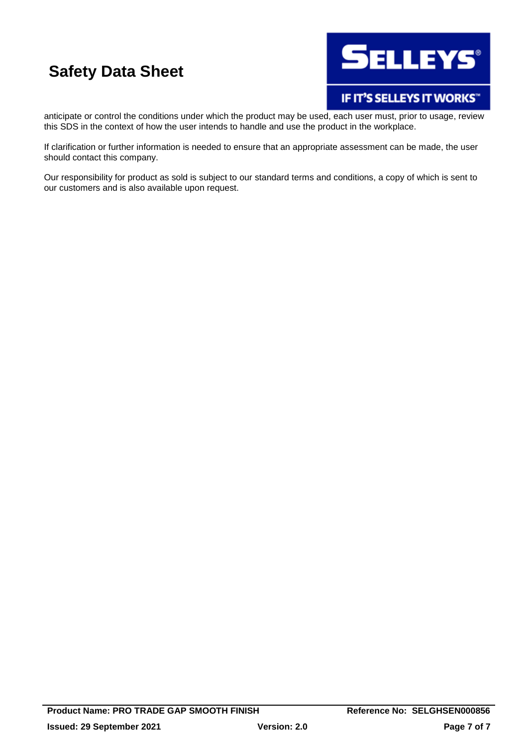anticipate or control the conditions under which the product may be used, each user must, prior to usage, review this SDS in the context of how the user intends to handle and use the product in the workplace.

If clarification or further information is needed to ensure that an appropriate assessment can be made, the user should contact this company.

Our responsibility for product as sold is subject to our standard terms and conditions, a copy of which is sent to our customers and is also available upon request.